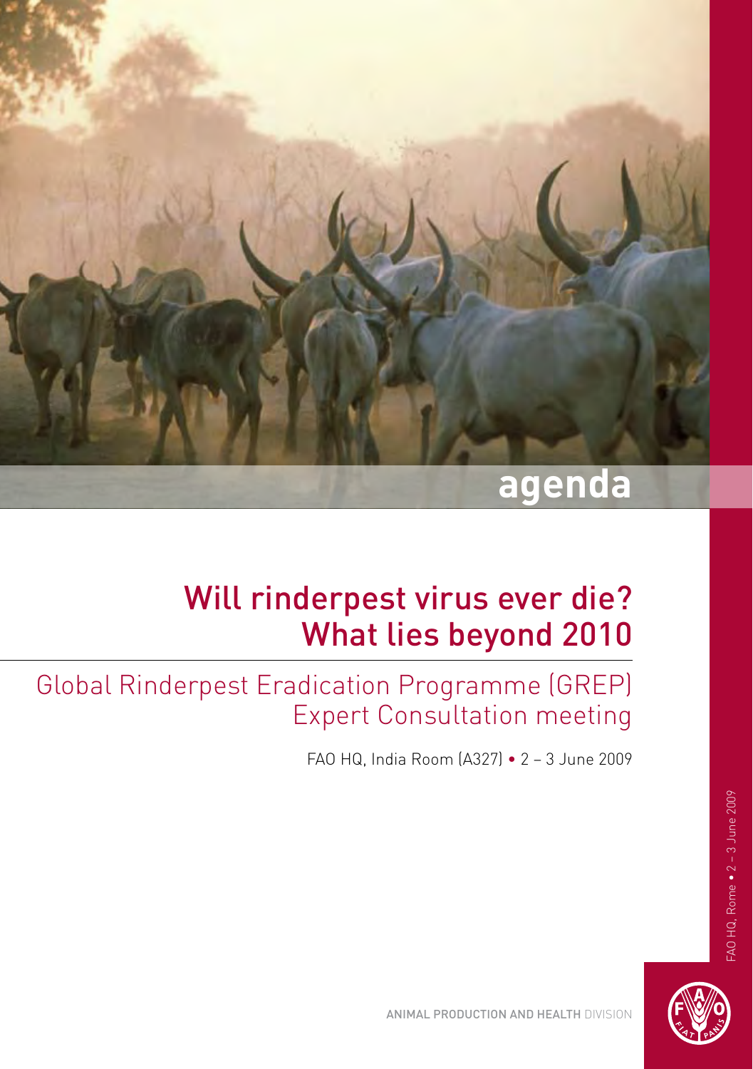# agenda

## Will rinderpest virus ever die? What lies beyond 2010

### Global Rinderpest Eradication Programme (GREP) Expert Consultation meeting

FAO HQ, India Room (A327) • 2 – 3 June 2009

FAO HQ, Rome • 2 – 3 June 2009

ANIMAL PRODUCTION AND HEALTH DIVISION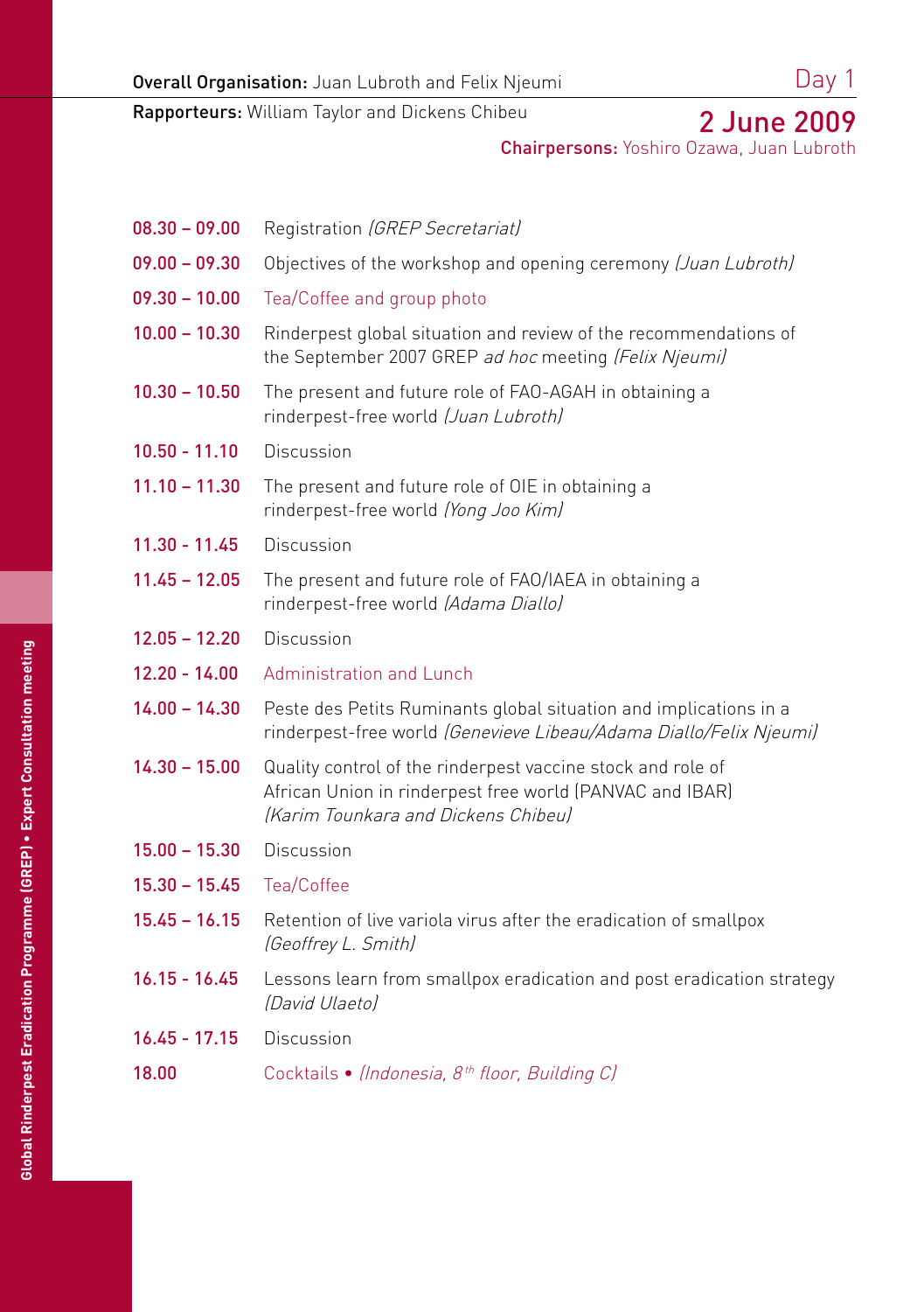**Overall Organisation:** Juan Lubroth and Felix Njeumi

**Rapporteurs:** William Taylor and Dickens Chibeu

## Day 1

## 2 June 2009

**Chairpersons:** Yoshiro Ozawa, Juan Lubroth

| | |
|---|---|
| **08.30 – 09.00** | Registration *(GREP Secretariat)* |
| **09.00 – 09.30** | Objectives of the workshop and opening ceremony *(Juan Lubroth)* |
| **09.30 – 10.00** | Tea/Coffee and group photo |
| **10.00 – 10.30** | Rinderpest global situation and review of the recommendations of the September 2007 GREP *ad hoc* meeting *(Felix Njeumi)* |
| **10.30 – 10.50** | The present and future role of FAO-AGAH in obtaining a rinderpest-free world *(Juan Lubroth)* |
| **10.50 - 11.10** | Discussion |
| **11.10 – 11.30** | The present and future role of OIE in obtaining a rinderpest-free world *(Yong Joo Kim)* |
| **11.30 - 11.45** | Discussion |
| **11.45 – 12.05** | The present and future role of FAO/IAEA in obtaining a rinderpest-free world *(Adama Diallo)* |
| **12.05 – 12.20** | Discussion |
| **12.20 - 14.00** | Administration and Lunch |
| **14.00 – 14.30** | Peste des Petits Ruminants global situation and implications in a rinderpest-free world *(Genevieve Libeau/Adama Diallo/Felix Njeumi)* |
| **14.30 – 15.00** | Quality control of the rinderpest vaccine stock and role of African Union in rinderpest free world (PANVAC and IBAR) *(Karim Tounkara and Dickens Chibeu)* |
| **15.00 – 15.30** | Discussion |
| **15.30 – 15.45** | Tea/Coffee |
| **15.45 – 16.15** | Retention of live variola virus after the eradication of smallpox *(Geoffrey L. Smith)* |
| **16.15 - 16.45** | Lessons learn from smallpox eradication and post eradication strategy *(David Ulaeto)* |
| **16.45 - 17.15** | Discussion |
| **18.00** | Cocktails • *(Indonesia, 8th floor, Building C)* |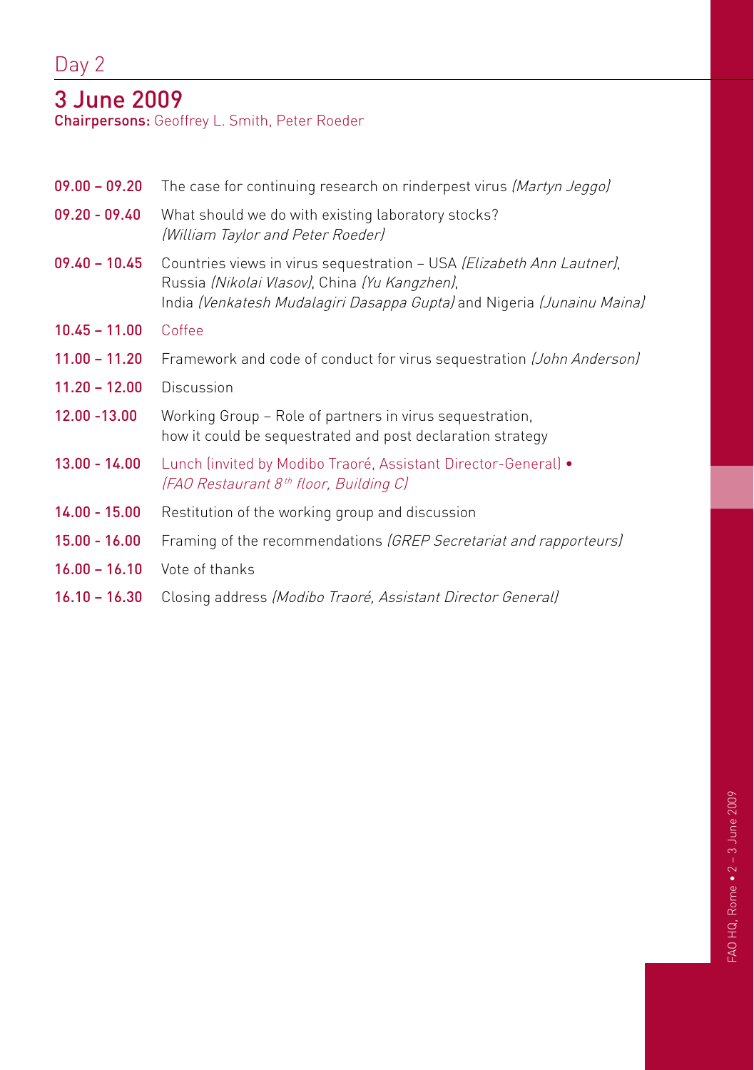# Day 2

## 3 June 2009

**Chairpersons:** Geoffrey L. Smith, Peter Roeder

| | |
|---|---|
| **09.00 – 09.20** | The case for continuing research on rinderpest virus *(Martyn Jeggo)* |
| **09.20 - 09.40** | What should we do with existing laboratory stocks? *(William Taylor and Peter Roeder)* |
| **09.40 – 10.45** | Countries views in virus sequestration – USA *(Elizabeth Ann Lautner)*, Russia *(Nikolai Vlasov)*, China *(Yu Kangzhen)*, India *(Venkatesh Mudalagiri Dasappa Gupta)* and Nigeria *(Junainu Maina)* |
| **10.45 – 11.00** | Coffee |
| **11.00 – 11.20** | Framework and code of conduct for virus sequestration *(John Anderson)* |
| **11.20 – 12.00** | Discussion |
| **12.00 -13.00** | Working Group – Role of partners in virus sequestration, how it could be sequestrated and post declaration strategy |
| **13.00 - 14.00** | Lunch (invited by Modibo Traoré, Assistant Director-General) • *(FAO Restaurant 8th floor, Building C)* |
| **14.00 - 15.00** | Restitution of the working group and discussion |
| **15.00 - 16.00** | Framing of the recommendations *(GREP Secretariat and rapporteurs)* |
| **16.00 – 16.10** | Vote of thanks |
| **16.10 – 16.30** | Closing address *(Modibo Traoré, Assistant Director General)* |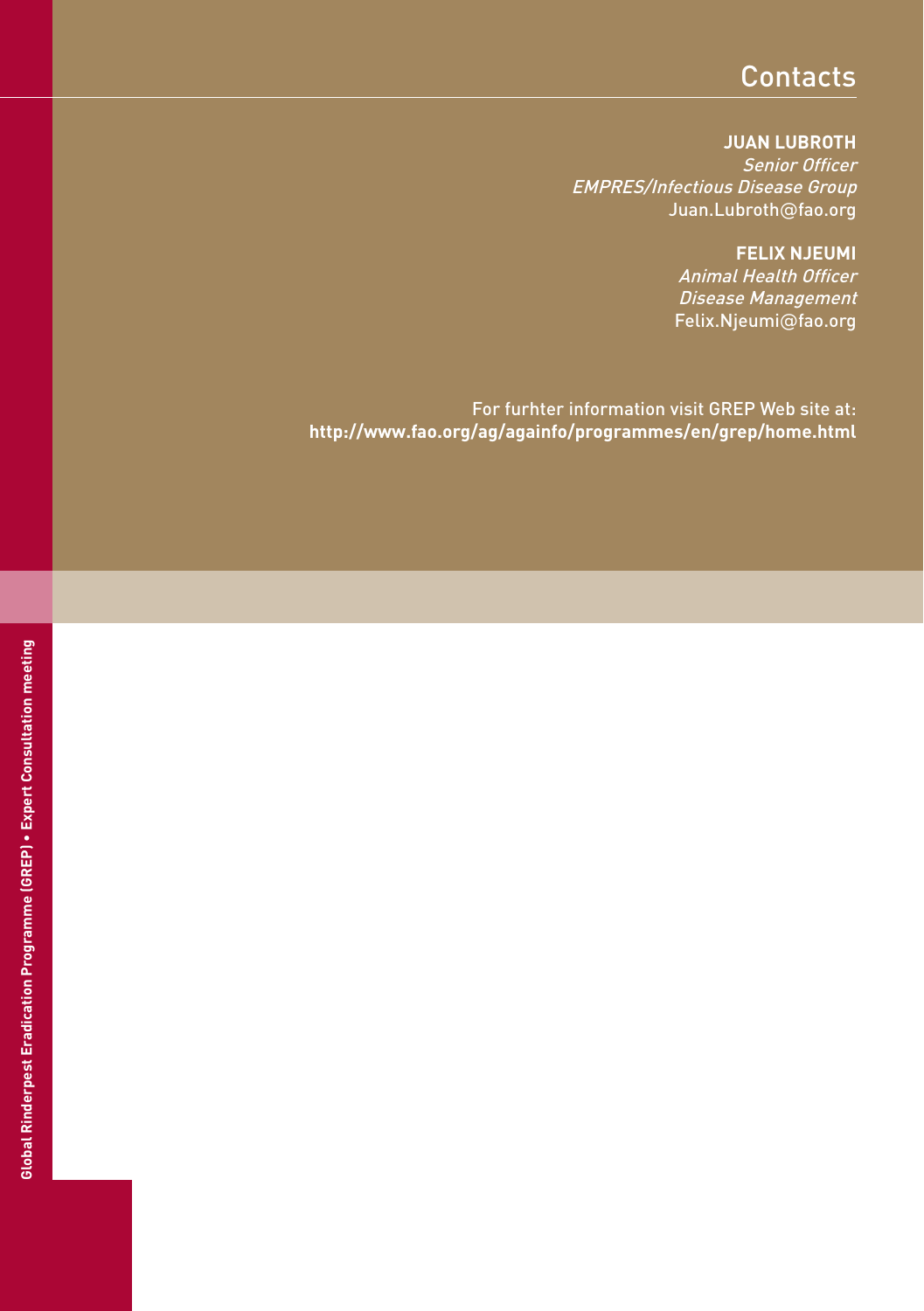# Contacts

**JUAN LUBROTH**
*Senior Officer*
*EMPRES/Infectious Disease Group*
Juan.Lubroth@fao.org

**FELIX NJEUMI**
*Animal Health Officer*
*Disease Management*
Felix.Njeumi@fao.org

For furhter information visit GREP Web site at:
**http://www.fao.org/ag/againfo/programmes/en/grep/home.html**